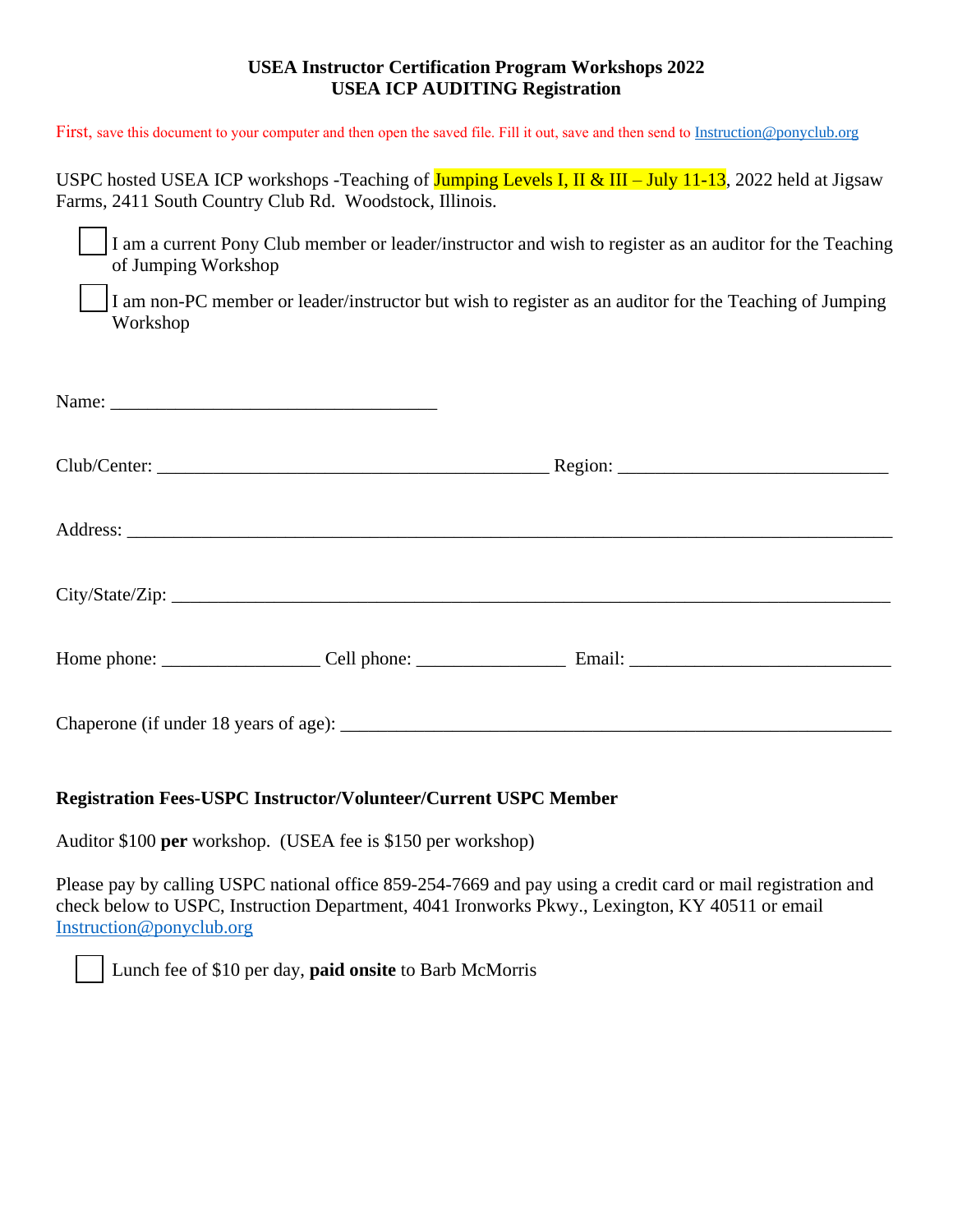**USEA Instructor Certification Program Workshops 2022**
**USEA ICP AUDITING Registration**

First, save this document to your computer and then open the saved file. Fill it out, save and then send to Instruction@ponyclub.org

USPC hosted USEA ICP workshops -Teaching of Jumping Levels I, II & III – July 11-13, 2022 held at Jigsaw Farms, 2411 South Country Club Rd. Woodstock, Illinois.

☐ I am a current Pony Club member or leader/instructor and wish to register as an auditor for the Teaching of Jumping Workshop

☐ I am non-PC member or leader/instructor but wish to register as an auditor for the Teaching of Jumping Workshop

Name: ___________________________________

Club/Center: __________________________________________ Region: _____________________________

Address: ___________________________________________________________________________________

City/State/Zip: _______________________________________________________________________________

Home phone: _________________ Cell phone: ________________ Email: ____________________________

Chaperone (if under 18 years of age): ____________________________________________________________

**Registration Fees-USPC Instructor/Volunteer/Current USPC Member**

Auditor $100 **per** workshop. (USEA fee is $150 per workshop)

Please pay by calling USPC national office 859-254-7669 and pay using a credit card or mail registration and check below to USPC, Instruction Department, 4041 Ironworks Pkwy., Lexington, KY 40511 or email Instruction@ponyclub.org

☐ Lunch fee of $10 per day, **paid onsite** to Barb McMorris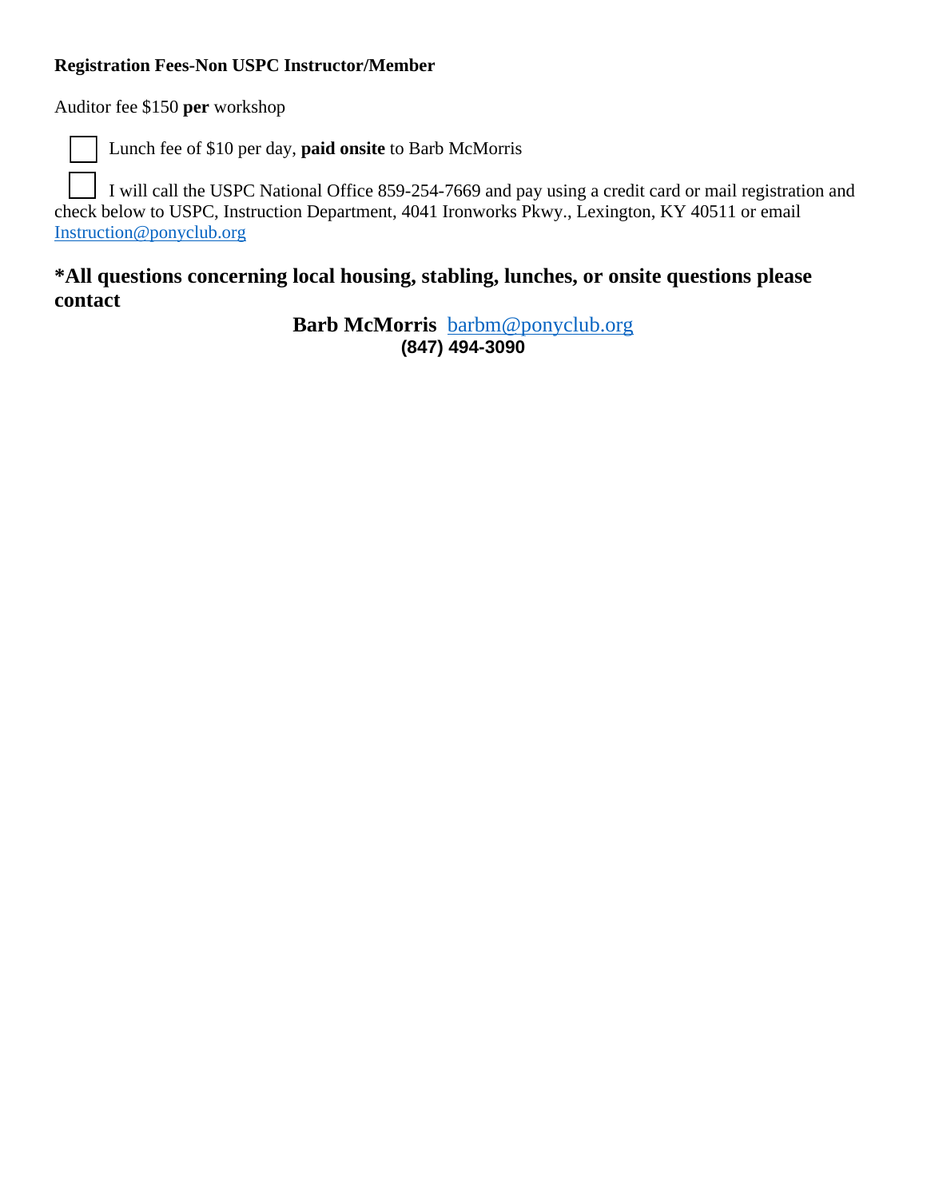**Registration Fees-Non USPC Instructor/Member**

Auditor fee $150 **per** workshop

- [ ] Lunch fee of $10 per day, **paid onsite** to Barb McMorris

- [ ] I will call the USPC National Office 859-254-7669 and pay using a credit card or mail registration and check below to USPC, Instruction Department, 4041 Ironworks Pkwy., Lexington, KY 40511 or email Instruction@ponyclub.org

### *All questions concerning local housing, stabling, lunches, or onsite questions please contact

**Barb McMorris** barbm@ponyclub.org
**(847) 494-3090**